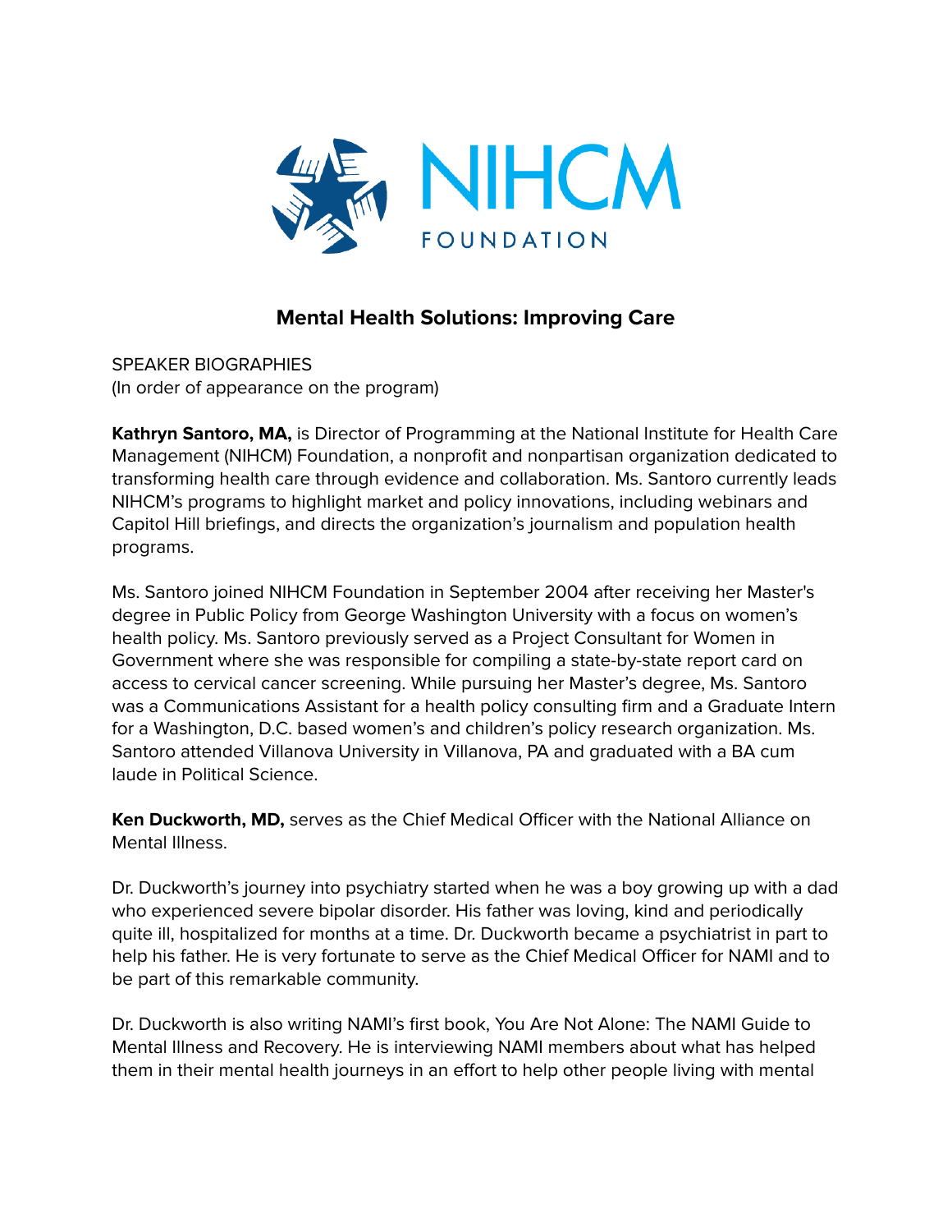# Mental Health Solutions: Improving Care

SPEAKER BIOGRAPHIES
(In order of appearance on the program)

**Kathryn Santoro, MA,** is Director of Programming at the National Institute for Health Care Management (NIHCM) Foundation, a nonprofit and nonpartisan organization dedicated to transforming health care through evidence and collaboration. Ms. Santoro currently leads NIHCM's programs to highlight market and policy innovations, including webinars and Capitol Hill briefings, and directs the organization's journalism and population health programs.

Ms. Santoro joined NIHCM Foundation in September 2004 after receiving her Master's degree in Public Policy from George Washington University with a focus on women's health policy. Ms. Santoro previously served as a Project Consultant for Women in Government where she was responsible for compiling a state-by-state report card on access to cervical cancer screening. While pursuing her Master's degree, Ms. Santoro was a Communications Assistant for a health policy consulting firm and a Graduate Intern for a Washington, D.C. based women's and children's policy research organization. Ms. Santoro attended Villanova University in Villanova, PA and graduated with a BA cum laude in Political Science.

**Ken Duckworth, MD,** serves as the Chief Medical Officer with the National Alliance on Mental Illness.

Dr. Duckworth's journey into psychiatry started when he was a boy growing up with a dad who experienced severe bipolar disorder. His father was loving, kind and periodically quite ill, hospitalized for months at a time. Dr. Duckworth became a psychiatrist in part to help his father. He is very fortunate to serve as the Chief Medical Officer for NAMI and to be part of this remarkable community.

Dr. Duckworth is also writing NAMI's first book, You Are Not Alone: The NAMI Guide to Mental Illness and Recovery. He is interviewing NAMI members about what has helped them in their mental health journeys in an effort to help other people living with mental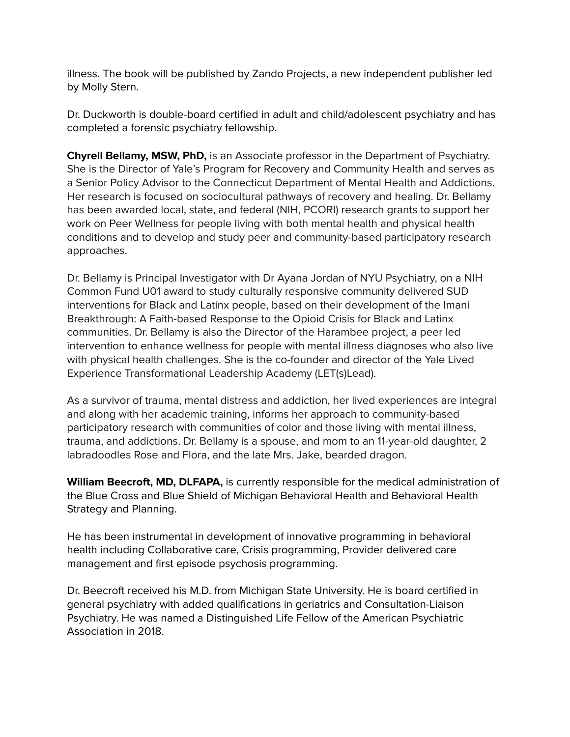illness. The book will be published by Zando Projects, a new independent publisher led by Molly Stern.

Dr. Duckworth is double-board certified in adult and child/adolescent psychiatry and has completed a forensic psychiatry fellowship.

**Chyrell Bellamy, MSW, PhD,** is an Associate professor in the Department of Psychiatry. She is the Director of Yale's Program for Recovery and Community Health and serves as a Senior Policy Advisor to the Connecticut Department of Mental Health and Addictions. Her research is focused on sociocultural pathways of recovery and healing. Dr. Bellamy has been awarded local, state, and federal (NIH, PCORI) research grants to support her work on Peer Wellness for people living with both mental health and physical health conditions and to develop and study peer and community-based participatory research approaches.

Dr. Bellamy is Principal Investigator with Dr Ayana Jordan of NYU Psychiatry, on a NIH Common Fund U01 award to study culturally responsive community delivered SUD interventions for Black and Latinx people, based on their development of the Imani Breakthrough: A Faith-based Response to the Opioid Crisis for Black and Latinx communities. Dr. Bellamy is also the Director of the Harambee project, a peer led intervention to enhance wellness for people with mental illness diagnoses who also live with physical health challenges. She is the co-founder and director of the Yale Lived Experience Transformational Leadership Academy (LET(s)Lead).

As a survivor of trauma, mental distress and addiction, her lived experiences are integral and along with her academic training, informs her approach to community-based participatory research with communities of color and those living with mental illness, trauma, and addictions. Dr. Bellamy is a spouse, and mom to an 11-year-old daughter, 2 labradoodles Rose and Flora, and the late Mrs. Jake, bearded dragon.

**William Beecroft, MD, DLFAPA,** is currently responsible for the medical administration of the Blue Cross and Blue Shield of Michigan Behavioral Health and Behavioral Health Strategy and Planning.

He has been instrumental in development of innovative programming in behavioral health including Collaborative care, Crisis programming, Provider delivered care management and first episode psychosis programming.

Dr. Beecroft received his M.D. from Michigan State University. He is board certified in general psychiatry with added qualifications in geriatrics and Consultation-Liaison Psychiatry. He was named a Distinguished Life Fellow of the American Psychiatric Association in 2018.